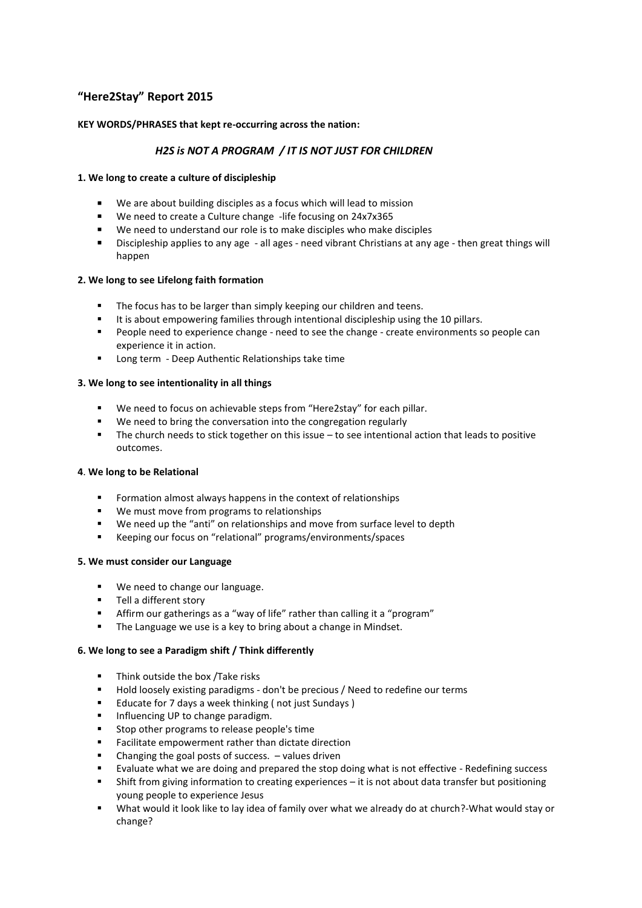## "Here2Stay" Report 2015

**KEY WORDS/PHRASES that kept re-occurring across the nation:**

### *H2S is NOT A PROGRAM / IT IS NOT JUST FOR CHILDREN*

**1. We long to create a culture of discipleship**

- We are about building disciples as a focus which will lead to mission
- We need to create a Culture change -life focusing on 24x7x365
- We need to understand our role is to make disciples who make disciples
- Discipleship applies to any age - all ages - need vibrant Christians at any age - then great things will happen

**2. We long to see Lifelong faith formation**

- The focus has to be larger than simply keeping our children and teens.
- It is about empowering families through intentional discipleship using the 10 pillars.
- People need to experience change - need to see the change - create environments so people can experience it in action.
- Long term - Deep Authentic Relationships take time

**3. We long to see intentionality in all things**

- We need to focus on achievable steps from "Here2stay" for each pillar.
- We need to bring the conversation into the congregation regularly
- The church needs to stick together on this issue – to see intentional action that leads to positive outcomes.

**4. We long to be Relational**

- Formation almost always happens in the context of relationships
- We must move from programs to relationships
- We need up the "anti" on relationships and move from surface level to depth
- Keeping our focus on "relational" programs/environments/spaces

**5. We must consider our Language**

- We need to change our language.
- Tell a different story
- Affirm our gatherings as a "way of life" rather than calling it a "program"
- The Language we use is a key to bring about a change in Mindset.

**6. We long to see a Paradigm shift / Think differently**

- Think outside the box /Take risks
- Hold loosely existing paradigms - don't be precious / Need to redefine our terms
- Educate for 7 days a week thinking ( not just Sundays )
- Influencing UP to change paradigm.
- Stop other programs to release people's time
- Facilitate empowerment rather than dictate direction
- Changing the goal posts of success. – values driven
- Evaluate what we are doing and prepared the stop doing what is not effective - Redefining success
- Shift from giving information to creating experiences – it is not about data transfer but positioning young people to experience Jesus
- What would it look like to lay idea of family over what we already do at church?-What would stay or change?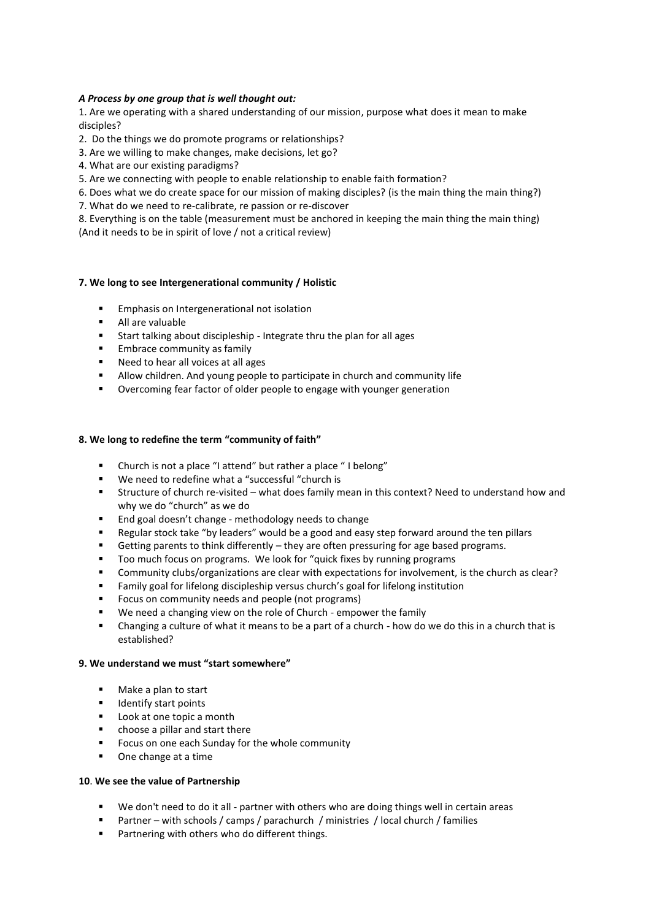***A Process by one group that is well thought out:***

1. Are we operating with a shared understanding of our mission, purpose what does it mean to make disciples?
2. Do the things we do promote programs or relationships?
3. Are we willing to make changes, make decisions, let go?
4. What are our existing paradigms?
5. Are we connecting with people to enable relationship to enable faith formation?
6. Does what we do create space for our mission of making disciples? (is the main thing the main thing?)
7. What do we need to re-calibrate, re passion or re-discover
8. Everything is on the table (measurement must be anchored in keeping the main thing the main thing)

(And it needs to be in spirit of love / not a critical review)

**7. We long to see Intergenerational community / Holistic**

- Emphasis on Intergenerational not isolation
- All are valuable
- Start talking about discipleship - Integrate thru the plan for all ages
- Embrace community as family
- Need to hear all voices at all ages
- Allow children. And young people to participate in church and community life
- Overcoming fear factor of older people to engage with younger generation

**8. We long to redefine the term "community of faith"**

- Church is not a place "I attend" but rather a place " I belong"
- We need to redefine what a "successful "church is
- Structure of church re-visited – what does family mean in this context? Need to understand how and why we do "church" as we do
- End goal doesn't change - methodology needs to change
- Regular stock take "by leaders" would be a good and easy step forward around the ten pillars
- Getting parents to think differently – they are often pressuring for age based programs.
- Too much focus on programs. We look for "quick fixes by running programs
- Community clubs/organizations are clear with expectations for involvement, is the church as clear?
- Family goal for lifelong discipleship versus church's goal for lifelong institution
- Focus on community needs and people (not programs)
- We need a changing view on the role of Church - empower the family
- Changing a culture of what it means to be a part of a church - how do we do this in a church that is established?

**9. We understand we must "start somewhere"**

- Make a plan to start
- Identify start points
- Look at one topic a month
- choose a pillar and start there
- Focus on one each Sunday for the whole community
- One change at a time

**10**. **We see the value of Partnership**

- We don't need to do it all - partner with others who are doing things well in certain areas
- Partner – with schools / camps / parachurch / ministries / local church / families
- Partnering with others who do different things.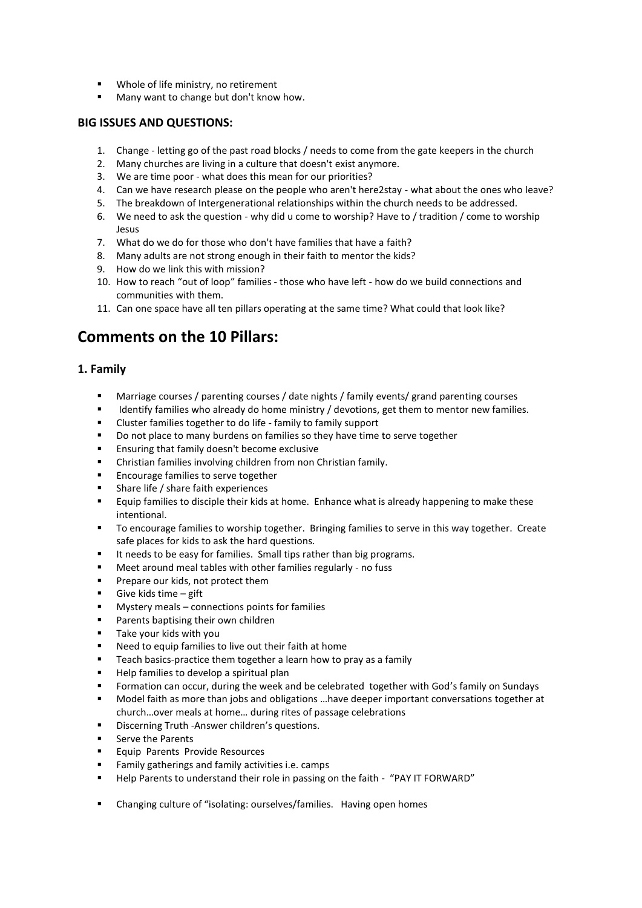- Whole of life ministry, no retirement
- Many want to change but don't know how.

### BIG ISSUES AND QUESTIONS:

1. Change - letting go of the past road blocks / needs to come from the gate keepers in the church
2. Many churches are living in a culture that doesn't exist anymore.
3. We are time poor - what does this mean for our priorities?
4. Can we have research please on the people who aren't here2stay - what about the ones who leave?
5. The breakdown of Intergenerational relationships within the church needs to be addressed.
6. We need to ask the question - why did u come to worship? Have to / tradition / come to worship Jesus
7. What do we do for those who don't have families that have a faith?
8. Many adults are not strong enough in their faith to mentor the kids?
9. How do we link this with mission?
10. How to reach "out of loop" families - those who have left - how do we build connections and communities with them.
11. Can one space have all ten pillars operating at the same time? What could that look like?

## Comments on the 10 Pillars:

### 1. Family

- Marriage courses / parenting courses / date nights / family events/ grand parenting courses
- Identify families who already do home ministry / devotions, get them to mentor new families.
- Cluster families together to do life - family to family support
- Do not place to many burdens on families so they have time to serve together
- Ensuring that family doesn't become exclusive
- Christian families involving children from non Christian family.
- Encourage families to serve together
- Share life / share faith experiences
- Equip families to disciple their kids at home. Enhance what is already happening to make these intentional.
- To encourage families to worship together. Bringing families to serve in this way together. Create safe places for kids to ask the hard questions.
- It needs to be easy for families. Small tips rather than big programs.
- Meet around meal tables with other families regularly - no fuss
- Prepare our kids, not protect them
- Give kids time – gift
- Mystery meals – connections points for families
- Parents baptising their own children
- Take your kids with you
- Need to equip families to live out their faith at home
- Teach basics-practice them together a learn how to pray as a family
- Help families to develop a spiritual plan
- Formation can occur, during the week and be celebrated together with God's family on Sundays
- Model faith as more than jobs and obligations …have deeper important conversations together at church…over meals at home… during rites of passage celebrations
- Discerning Truth -Answer children's questions.
- Serve the Parents
- Equip Parents Provide Resources
- Family gatherings and family activities i.e. camps
- Help Parents to understand their role in passing on the faith - "PAY IT FORWARD"

- Changing culture of "isolating: ourselves/families. Having open homes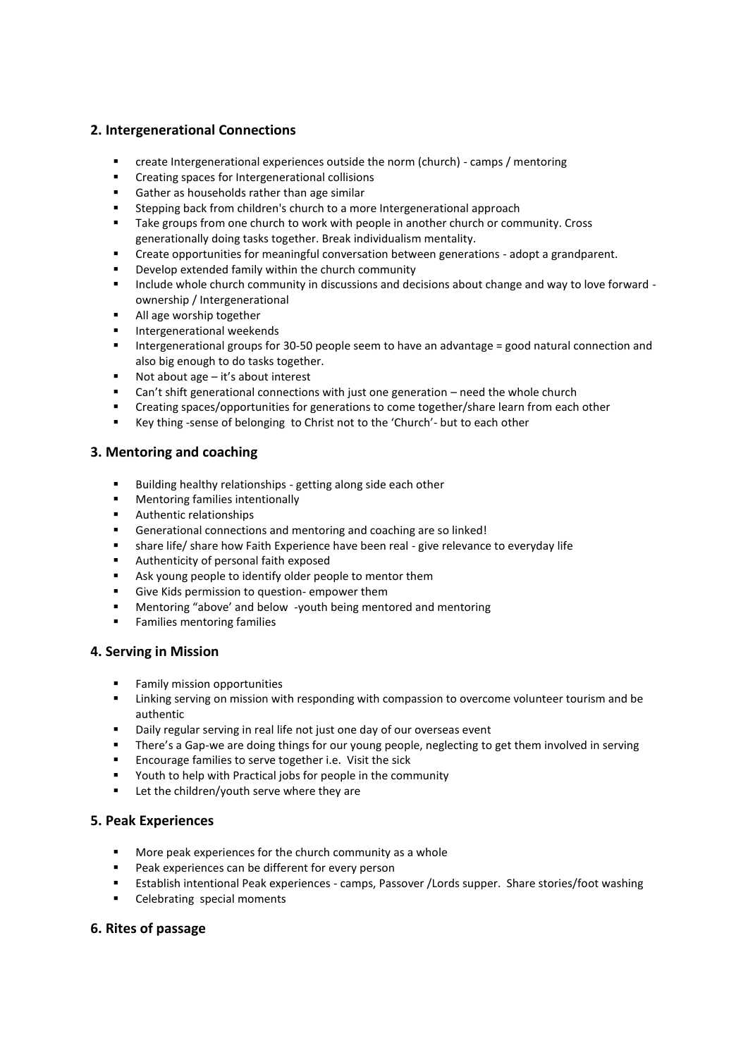## 2. Intergenerational Connections

- create Intergenerational experiences outside the norm (church) - camps / mentoring
- Creating spaces for Intergenerational collisions
- Gather as households rather than age similar
- Stepping back from children's church to a more Intergenerational approach
- Take groups from one church to work with people in another church or community. Cross generationally doing tasks together. Break individualism mentality.
- Create opportunities for meaningful conversation between generations - adopt a grandparent.
- Develop extended family within the church community
- Include whole church community in discussions and decisions about change and way to love forward - ownership / Intergenerational
- All age worship together
- Intergenerational weekends
- Intergenerational groups for 30-50 people seem to have an advantage = good natural connection and also big enough to do tasks together.
- Not about age – it's about interest
- Can't shift generational connections with just one generation – need the whole church
- Creating spaces/opportunities for generations to come together/share learn from each other
- Key thing -sense of belonging to Christ not to the 'Church'- but to each other

## 3. Mentoring and coaching

- Building healthy relationships - getting along side each other
- Mentoring families intentionally
- Authentic relationships
- Generational connections and mentoring and coaching are so linked!
- share life/ share how Faith Experience have been real - give relevance to everyday life
- Authenticity of personal faith exposed
- Ask young people to identify older people to mentor them
- Give Kids permission to question- empower them
- Mentoring "above' and below -youth being mentored and mentoring
- Families mentoring families

## 4. Serving in Mission

- Family mission opportunities
- Linking serving on mission with responding with compassion to overcome volunteer tourism and be authentic
- Daily regular serving in real life not just one day of our overseas event
- There's a Gap-we are doing things for our young people, neglecting to get them involved in serving
- Encourage families to serve together i.e. Visit the sick
- Youth to help with Practical jobs for people in the community
- Let the children/youth serve where they are

## 5. Peak Experiences

- More peak experiences for the church community as a whole
- Peak experiences can be different for every person
- Establish intentional Peak experiences - camps, Passover /Lords supper. Share stories/foot washing
- Celebrating special moments

## 6. Rites of passage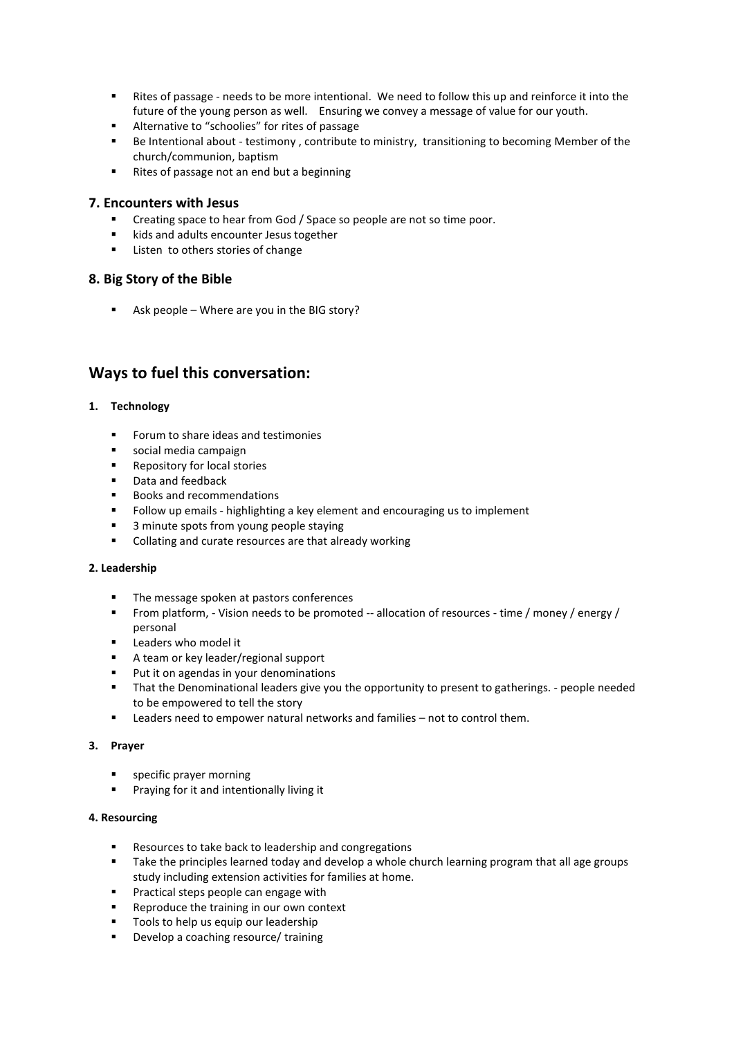- Rites of passage - needs to be more intentional. We need to follow this up and reinforce it into the future of the young person as well. Ensuring we convey a message of value for our youth.
- Alternative to "schoolies" for rites of passage
- Be Intentional about - testimony , contribute to ministry, transitioning to becoming Member of the church/communion, baptism
- Rites of passage not an end but a beginning

### 7. Encounters with Jesus

- Creating space to hear from God / Space so people are not so time poor.
- kids and adults encounter Jesus together
- Listen to others stories of change

### 8. Big Story of the Bible

- Ask people – Where are you in the BIG story?

## Ways to fuel this conversation:

**1. Technology**

- Forum to share ideas and testimonies
- social media campaign
- Repository for local stories
- Data and feedback
- Books and recommendations
- Follow up emails - highlighting a key element and encouraging us to implement
- 3 minute spots from young people staying
- Collating and curate resources are that already working

**2. Leadership**

- The message spoken at pastors conferences
- From platform, - Vision needs to be promoted -- allocation of resources - time / money / energy / personal
- Leaders who model it
- A team or key leader/regional support
- Put it on agendas in your denominations
- That the Denominational leaders give you the opportunity to present to gatherings. - people needed to be empowered to tell the story
- Leaders need to empower natural networks and families – not to control them.

**3. Prayer**

- specific prayer morning
- Praying for it and intentionally living it

**4. Resourcing**

- Resources to take back to leadership and congregations
- Take the principles learned today and develop a whole church learning program that all age groups study including extension activities for families at home.
- Practical steps people can engage with
- Reproduce the training in our own context
- Tools to help us equip our leadership
- Develop a coaching resource/ training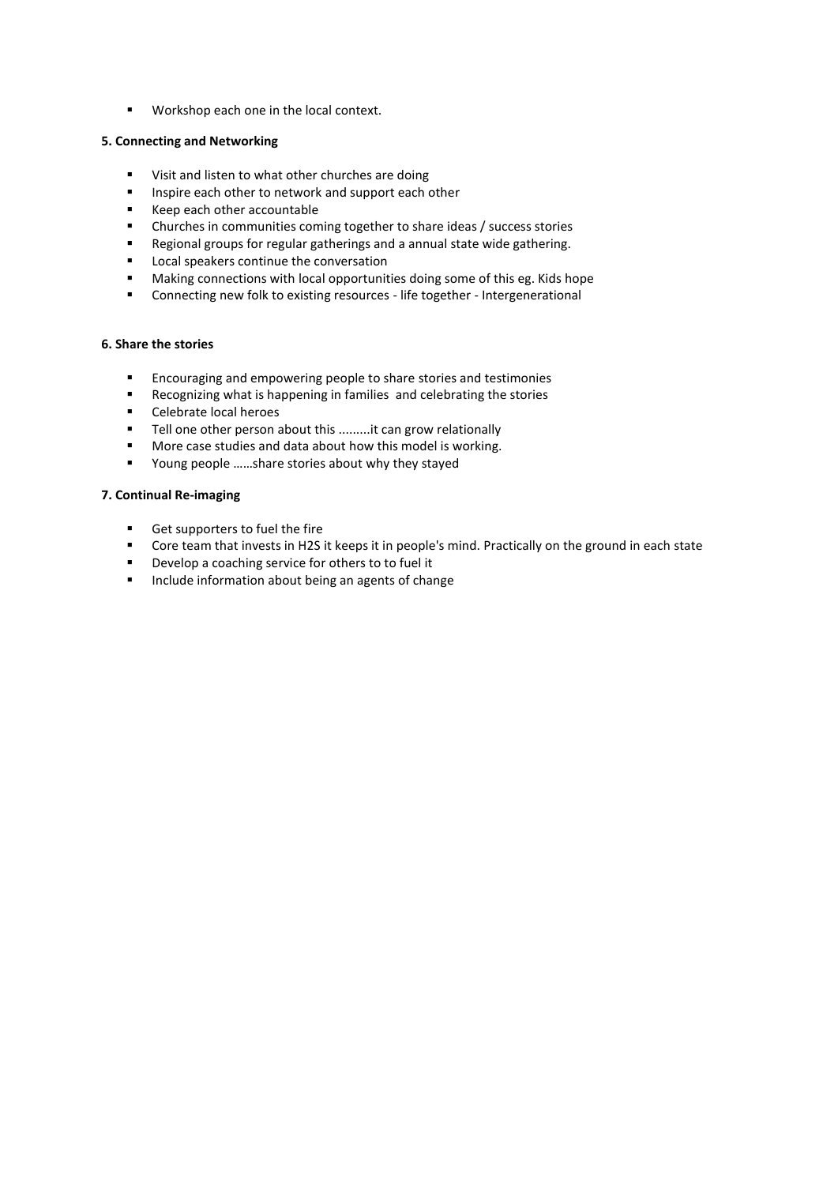- Workshop each one in the local context.

**5. Connecting and Networking**

- Visit and listen to what other churches are doing
- Inspire each other to network and support each other
- Keep each other accountable
- Churches in communities coming together to share ideas / success stories
- Regional groups for regular gatherings and a annual state wide gathering.
- Local speakers continue the conversation
- Making connections with local opportunities doing some of this eg. Kids hope
- Connecting new folk to existing resources - life together - Intergenerational

**6. Share the stories**

- Encouraging and empowering people to share stories and testimonies
- Recognizing what is happening in families and celebrating the stories
- Celebrate local heroes
- Tell one other person about this .........it can grow relationally
- More case studies and data about how this model is working.
- Young people ……share stories about why they stayed

**7. Continual Re-imaging**

- Get supporters to fuel the fire
- Core team that invests in H2S it keeps it in people's mind. Practically on the ground in each state
- Develop a coaching service for others to to fuel it
- Include information about being an agents of change